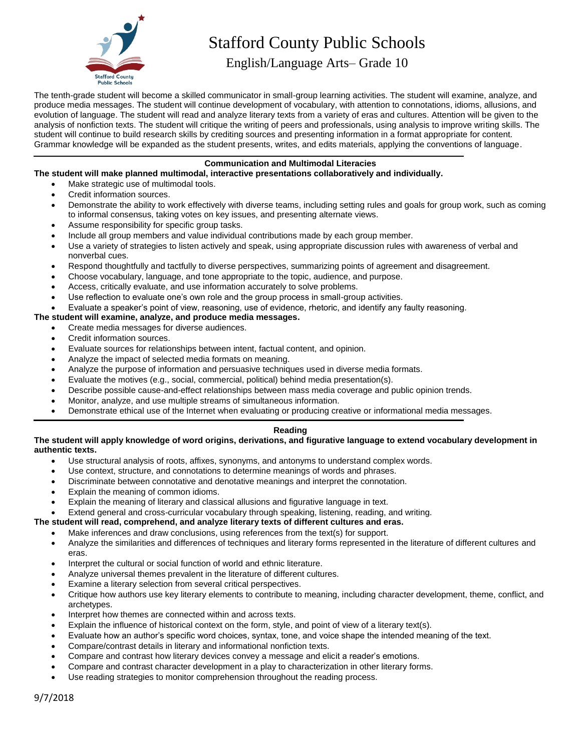# Stafford County Public Schools

## English/Language Arts– Grade 10

The tenth-grade student will become a skilled communicator in small-group learning activities. The student will examine, analyze, and produce media messages. The student will continue development of vocabulary, with attention to connotations, idioms, allusions, and evolution of language. The student will read and analyze literary texts from a variety of eras and cultures. Attention will be given to the analysis of nonfiction texts. The student will critique the writing of peers and professionals, using analysis to improve writing skills. The student will continue to build research skills by crediting sources and presenting information in a format appropriate for content. Grammar knowledge will be expanded as the student presents, writes, and edits materials, applying the conventions of language.

---

### Communication and Multimodal Literacies

**The student will make planned multimodal, interactive presentations collaboratively and individually.**

- Make strategic use of multimodal tools.
- Credit information sources.
- Demonstrate the ability to work effectively with diverse teams, including setting rules and goals for group work, such as coming to informal consensus, taking votes on key issues, and presenting alternate views.
- Assume responsibility for specific group tasks.
- Include all group members and value individual contributions made by each group member.
- Use a variety of strategies to listen actively and speak, using appropriate discussion rules with awareness of verbal and nonverbal cues.
- Respond thoughtfully and tactfully to diverse perspectives, summarizing points of agreement and disagreement.
- Choose vocabulary, language, and tone appropriate to the topic, audience, and purpose.
- Access, critically evaluate, and use information accurately to solve problems.
- Use reflection to evaluate one's own role and the group process in small-group activities.
- Evaluate a speaker's point of view, reasoning, use of evidence, rhetoric, and identify any faulty reasoning.

**The student will examine, analyze, and produce media messages.**

- Create media messages for diverse audiences.
- Credit information sources.
- Evaluate sources for relationships between intent, factual content, and opinion.
- Analyze the impact of selected media formats on meaning.
- Analyze the purpose of information and persuasive techniques used in diverse media formats.
- Evaluate the motives (e.g., social, commercial, political) behind media presentation(s).
- Describe possible cause-and-effect relationships between mass media coverage and public opinion trends.
- Monitor, analyze, and use multiple streams of simultaneous information.
- Demonstrate ethical use of the Internet when evaluating or producing creative or informational media messages.

---

### Reading

**The student will apply knowledge of word origins, derivations, and figurative language to extend vocabulary development in authentic texts.**

- Use structural analysis of roots, affixes, synonyms, and antonyms to understand complex words.
- Use context, structure, and connotations to determine meanings of words and phrases.
- Discriminate between connotative and denotative meanings and interpret the connotation.
- Explain the meaning of common idioms.
- Explain the meaning of literary and classical allusions and figurative language in text.
- Extend general and cross-curricular vocabulary through speaking, listening, reading, and writing.

**The student will read, comprehend, and analyze literary texts of different cultures and eras.**

- Make inferences and draw conclusions, using references from the text(s) for support.
- Analyze the similarities and differences of techniques and literary forms represented in the literature of different cultures and eras.
- Interpret the cultural or social function of world and ethnic literature.
- Analyze universal themes prevalent in the literature of different cultures.
- Examine a literary selection from several critical perspectives.
- Critique how authors use key literary elements to contribute to meaning, including character development, theme, conflict, and archetypes.
- Interpret how themes are connected within and across texts.
- Explain the influence of historical context on the form, style, and point of view of a literary text(s).
- Evaluate how an author's specific word choices, syntax, tone, and voice shape the intended meaning of the text.
- Compare/contrast details in literary and informational nonfiction texts.
- Compare and contrast how literary devices convey a message and elicit a reader's emotions.
- Compare and contrast character development in a play to characterization in other literary forms.
- Use reading strategies to monitor comprehension throughout the reading process.

9/7/2018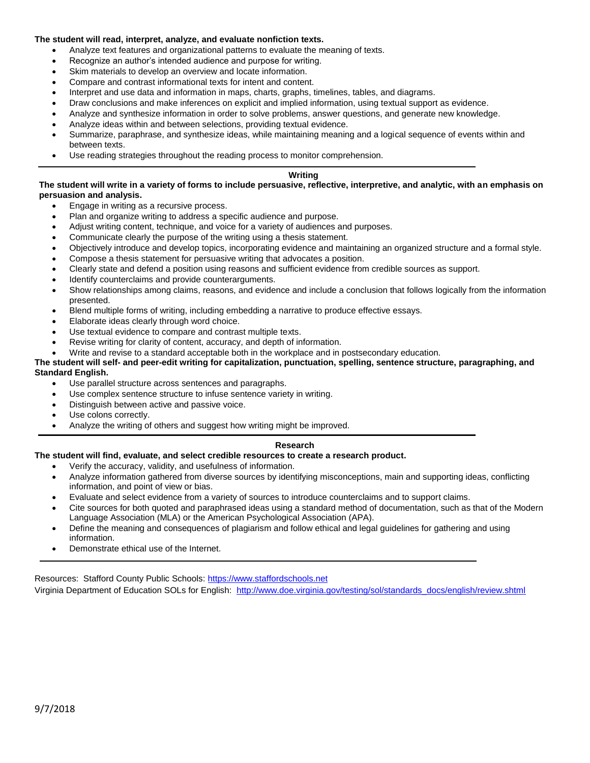**The student will read, interpret, analyze, and evaluate nonfiction texts.**

- Analyze text features and organizational patterns to evaluate the meaning of texts.
- Recognize an author's intended audience and purpose for writing.
- Skim materials to develop an overview and locate information.
- Compare and contrast informational texts for intent and content.
- Interpret and use data and information in maps, charts, graphs, timelines, tables, and diagrams.
- Draw conclusions and make inferences on explicit and implied information, using textual support as evidence.
- Analyze and synthesize information in order to solve problems, answer questions, and generate new knowledge.
- Analyze ideas within and between selections, providing textual evidence.
- Summarize, paraphrase, and synthesize ideas, while maintaining meaning and a logical sequence of events within and between texts.
- Use reading strategies throughout the reading process to monitor comprehension.

---

## Writing

**The student will write in a variety of forms to include persuasive, reflective, interpretive, and analytic, with an emphasis on persuasion and analysis.**

- Engage in writing as a recursive process.
- Plan and organize writing to address a specific audience and purpose.
- Adjust writing content, technique, and voice for a variety of audiences and purposes.
- Communicate clearly the purpose of the writing using a thesis statement.
- Objectively introduce and develop topics, incorporating evidence and maintaining an organized structure and a formal style.
- Compose a thesis statement for persuasive writing that advocates a position.
- Clearly state and defend a position using reasons and sufficient evidence from credible sources as support.
- Identify counterclaims and provide counterarguments.
- Show relationships among claims, reasons, and evidence and include a conclusion that follows logically from the information presented.
- Blend multiple forms of writing, including embedding a narrative to produce effective essays.
- Elaborate ideas clearly through word choice.
- Use textual evidence to compare and contrast multiple texts.
- Revise writing for clarity of content, accuracy, and depth of information.
- Write and revise to a standard acceptable both in the workplace and in postsecondary education.

**The student will self- and peer-edit writing for capitalization, punctuation, spelling, sentence structure, paragraphing, and Standard English.**

- Use parallel structure across sentences and paragraphs.
- Use complex sentence structure to infuse sentence variety in writing.
- Distinguish between active and passive voice.
- Use colons correctly.
- Analyze the writing of others and suggest how writing might be improved.

---

## Research

**The student will find, evaluate, and select credible resources to create a research product.**

- Verify the accuracy, validity, and usefulness of information.
- Analyze information gathered from diverse sources by identifying misconceptions, main and supporting ideas, conflicting information, and point of view or bias.
- Evaluate and select evidence from a variety of sources to introduce counterclaims and to support claims.
- Cite sources for both quoted and paraphrased ideas using a standard method of documentation, such as that of the Modern Language Association (MLA) or the American Psychological Association (APA).
- Define the meaning and consequences of plagiarism and follow ethical and legal guidelines for gathering and using information.
- Demonstrate ethical use of the Internet.

---

Resources: Stafford County Public Schools: https://www.staffordschools.net
Virginia Department of Education SOLs for English: http://www.doe.virginia.gov/testing/sol/standards_docs/english/review.shtml

9/7/2018